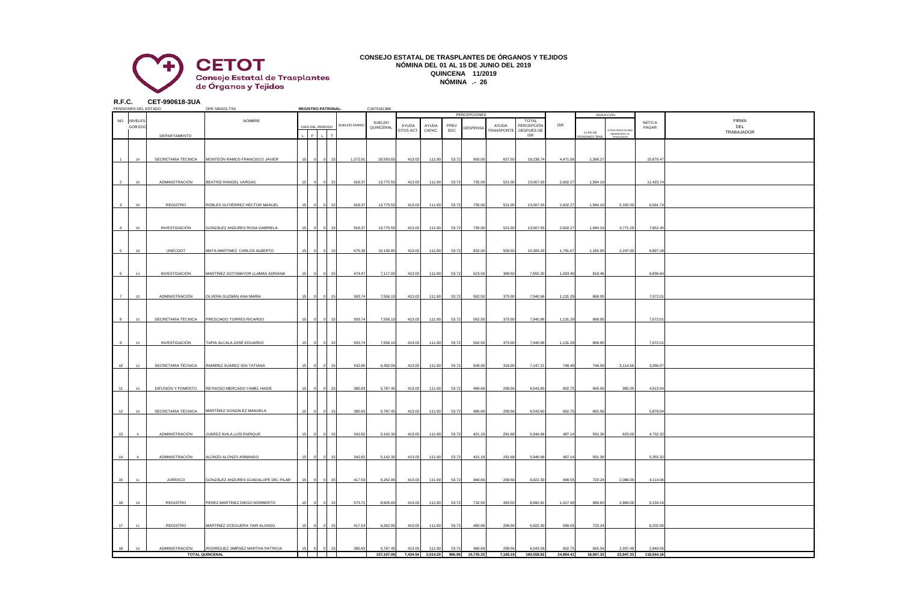# CONSEJO ESTATAL DE TRASPLANTES DE ÓRGANOS Y TEJIDOS

## NÓMINA DEL 01 AL 15 DE JUNIO DEL 2019

## QUINCENA 11/2019

## NÓMINA .- 26

**CETOT** Consejo Estatal de Trasplantes de Órganos y Tejidos

**R.F.C. CET-990618-3UA**

PENSIONES DEL ESTADO DPE-540101-TS0 REGISTRO PATRONAL: C1675161388

| NO. | NIVELES GOB EDO | DEPARTAMENTO | NOMBRE | DÍAS DEL PERIODO L | F | L | T | SUELDO DIARIO | PERCEPCIONES SUELDO QUINCENAL | AYUDA GTOS ACT. | AYUDA CAPAC. | PREV SOC | DESPENSA | AYUDA TRANSPORTE | TOTAL PERCEPCIÓN DESPUES DE ISR | ISR | DEDUCCIÓN 11.5% DE PENSIONES TRAB. | OTRAS DEDUCCIONES INHERENTES AL TRABAJADOR | NETO A PAGAR | FIRMA DEL TRABAJADOR |
|---|---|---|---|---|---|---|---|---|---|---|---|---|---|---|---|---|---|---|---|---|
| 1 | 24 | SECRETARIA TÉCNICA | MONTEÓN RAMOS FRANCISCO JAVIER | 15 | 0 | 0 | 15 | 1,372.91 | 20,593.65 | 413.03 | 111.90 | 53.72 | 900.00 | 637.50 | 18,238.74 | 4,471.06 | 2,368.27 | | 15,870.47 | |
| 2 | 20 | ADMINISTRACIÓN | BEATRIZ RANGEL VARGAS | 15 | 0 | 0 | 15 | 918.37 | 13,775.55 | 413.03 | 111.90 | 53.72 | 735.00 | 521.00 | 13,007.93 | 2,602.27 | 1,584.19 | | 11,423.74 | |
| 3 | 20 | REGISTRO | ROBLES GUTIÉRREZ HÉCTOR MANUEL | 15 | 0 | 0 | 15 | 918.37 | 13,775.55 | 413.03 | 111.90 | 53.72 | 735.00 | 521.00 | 13,007.93 | 2,602.27 | 1,584.19 | 5,332.00 | 6,091.74 | |
| 4 | 20 | INVESTIGACIÓN | GONZALEZ ANZURES ROSA GABRIELA | 15 | 0 | 0 | 15 | 918.37 | 13,775.55 | 413.03 | 111.90 | 53.72 | 735.00 | 521.00 | 13,007.93 | 2,602.27 | 1,584.19 | 3,771.29 | 7,652.45 | |
| 5 | 18 | UNECDOT | MATA MARTINEZ CARLOS ALBERTO | 15 | 0 | 0 | 15 | 675.39 | 10,130.85 | 413.03 | 111.90 | 53.72 | 832.00 | 559.50 | 10,309.33 | 1,791.67 | 1,165.05 | 2,247.00 | 6,897.28 | |
| 6 | 14 | INVESTIGACIÓN | MARTÍNEZ SOTOMAYOR LLAMAS ADRIANA | 15 | 0 | 0 | 15 | 474.47 | 7,117.05 | 413.03 | 111.90 | 53.72 | 623.50 | 389.50 | 7,655.30 | 1,053.40 | 818.46 | | 6,836.84 | |
| 7 | 15 | ADMINISTRACIÓN | OLVERA GUZMÁN ANA MARÍA | 15 | 0 | 0 | 15 | 503.74 | 7,556.10 | 413.03 | 111.90 | 53.72 | 562.50 | 375.00 | 7,940.96 | 1,131.29 | 868.95 | | 7,072.01 | |
| 8 | 15 | SECRETARIA TÉCNICA | PRESCIADO TORRES RICARDO | 15 | 0 | 0 | 15 | 503.74 | 7,556.10 | 413.03 | 111.90 | 53.72 | 562.50 | 375.00 | 7,940.96 | 1,131.29 | 868.95 | | 7,072.01 | |
| 9 | 15 | INVESTIGACIÓN | TAPIA ALCALA JOSÉ EDUARDO | 15 | 0 | 0 | 15 | 503.74 | 7,556.10 | 413.03 | 111.90 | 53.72 | 562.50 | 375.00 | 7,940.96 | 1,131.29 | 868.95 | | 7,072.01 | |
| 10 | 12 | SECRETARIA TÉCNICA | RAMÍREZ SUÁREZ SISI TATIANA | 15 | 0 | 0 | 15 | 432.80 | 6,492.06 | 413.03 | 111.90 | 53.72 | 509.00 | 318.00 | 7,147.21 | 748.49 | 746.59 | 3,114.56 | 3,286.07 | |
| 11 | 10 | DIFUSIÓN Y FOMENTO | REYNOSO MERCADO YAMEL HAIDE | 15 | 0 | 0 | 15 | 385.83 | 5,787.45 | 413.03 | 111.90 | 53.72 | 480.69 | 299.56 | 6,543.60 | 602.75 | 665.56 | 965.00 | 4,913.04 | |
| 12 | 10 | SECRETARIA TÉCNICA | MARTÍNEZ GONZÁLEZ MANUELA | 15 | 0 | 0 | 15 | 385.83 | 5,787.45 | 413.03 | 111.90 | 53.72 | 480.69 | 299.56 | 6,543.60 | 602.75 | 665.56 | | 5,878.04 | |
| 13 | 9 | ADMINISTRACIÓN | JUÁREZ ÁVILA LUÍS ENRIQUE | 15 | 0 | 0 | 15 | 342.82 | 5,142.30 | 413.03 | 111.90 | 53.72 | 421.19 | 291.68 | 5,946.68 | 487.14 | 591.36 | 623.00 | 4,732.32 | |
| 14 | 9 | ADMINISTRACIÓN | ALONZO ALONZO ARMANDO | 15 | 0 | 0 | 15 | 342.82 | 5,142.30 | 413.03 | 111.90 | 53.72 | 421.19 | 291.68 | 5,946.68 | 487.14 | 591.36 | | 5,355.32 | |
| 15 | 11 | JURÍDICO | GONZÁLEZ ANZURES GUADALUPE DEL PILAR | 15 | 0 | 0 | 15 | 417.53 | 6,262.95 | 413.03 | 111.90 | 53.72 | 480.69 | 299.56 | 6,922.30 | 699.55 | 720.24 | 2,088.00 | 4,114.06 | |
| 16 | 14 | REGISTRO | PEREZ MARTÍNEZ DIEGO NORBERTO | 15 | 0 | 0 | 15 | 573.71 | 8,605.65 | 413.03 | 111.90 | 53.72 | 732.50 | 493.50 | 8,992.81 | 1,417.49 | 989.65 | 2,869.00 | 5,134.16 | |
| 17 | 11 | REGISTRO | MARTÍNEZ OCEGUERA YAIR ALONSO | 15 | 0 | 0 | 15 | 417.53 | 6,262.95 | 413.03 | 111.90 | 53.72 | 480.69 | 299.56 | 6,922.30 | 699.55 | 720.24 | | 6,202.06 | |
| 18 | 10 | ADMINISTRACIÓN | RODRÍGUEZ JIMÉNEZ MARTHA PATRICIA | 15 | 0 | 0 | 15 | 385.83 | 5,787.45 | 413.03 | 111.90 | 53.72 | 480.69 | 299.56 | 6,543.59 | 602.75 | 665.56 | 2,937.48 | 2,940.56 | |
| | | | **TOTAL QUINCENAL** | | | | | | 157,107.08 | 7,434.54 | 2,014.20 | 966.96 | 10,735.33 | 7,165.16 | 160,558.82 | 24,864.41 | 18,067.32 | 23,947.33 | 118,544.18 | |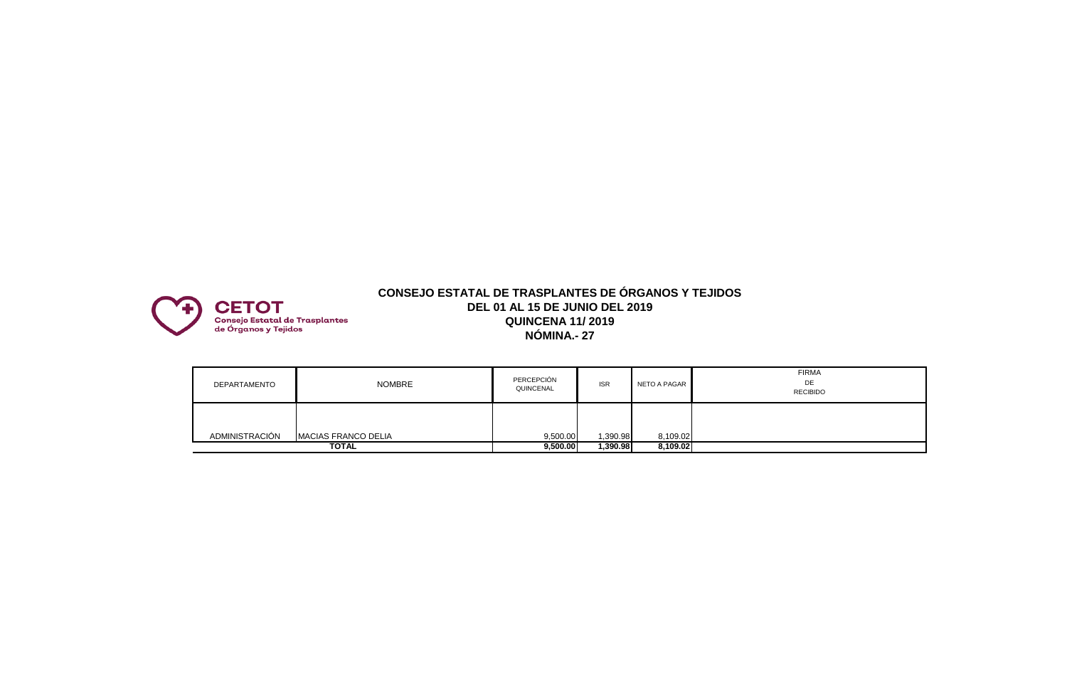CETOT
Consejo Estatal de Trasplantes de Órganos y Tejidos

**CONSEJO ESTATAL DE TRASPLANTES DE ÓRGANOS Y TEJIDOS**
**DEL 01 AL 15 DE JUNIO DEL 2019**
**QUINCENA 11/ 2019**
**NÓMINA.- 27**

| DEPARTAMENTO | NOMBRE | PERCEPCIÓN QUINCENAL | ISR | NETO A PAGAR | FIRMA DE RECIBIDO |
|---|---|---|---|---|---|
| ADMINISTRACIÓN | MACIAS FRANCO DELIA | 9,500.00 | 1,390.98 | 8,109.02 | |
| **TOTAL** | | **9,500.00** | **1,390.98** | **8,109.02** | |